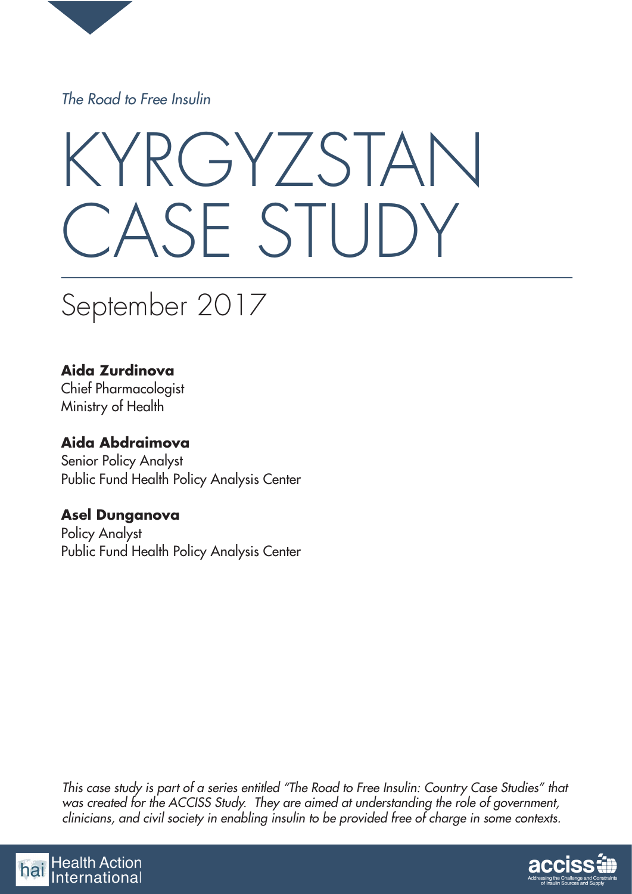*The Road to Free Insulin*

# KYRGYZSTAN CASE STUDY

## September 2017

**Aida Zurdinova**
Chief Pharmacologist
Ministry of Health

**Aida Abdraimova**
Senior Policy Analyst
Public Fund Health Policy Analysis Center

**Asel Dunganova**
Policy Analyst
Public Fund Health Policy Analysis Center

*This case study is part of a series entitled "The Road to Free Insulin: Country Case Studies" that was created for the ACCISS Study. They are aimed at understanding the role of government, clinicians, and civil society in enabling insulin to be provided free of charge in some contexts.*

Health Action International

acciss
Addressing the Challenge and Constraints of Insulin Sources and Supply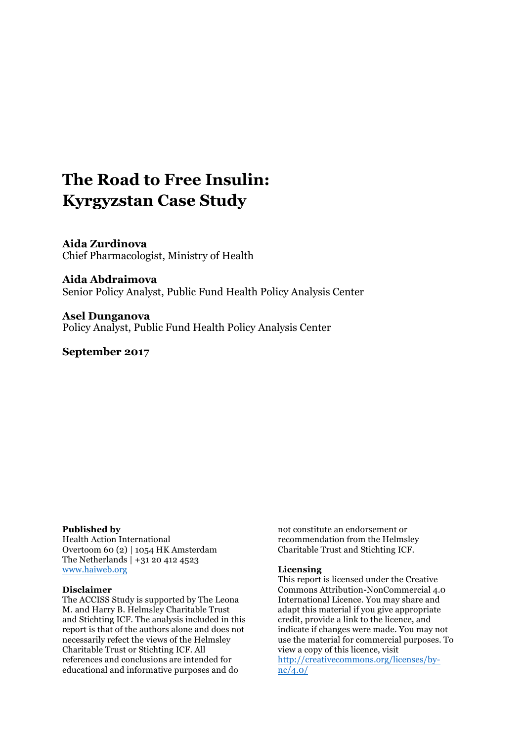# The Road to Free Insulin: Kyrgyzstan Case Study

**Aida Zurdinova**
Chief Pharmacologist, Ministry of Health

**Aida Abdraimova**
Senior Policy Analyst, Public Fund Health Policy Analysis Center

**Asel Dunganova**
Policy Analyst, Public Fund Health Policy Analysis Center

**September 2017**

**Published by**
Health Action International
Overtoom 60 (2) | 1054 HK Amsterdam
The Netherlands | +31 20 412 4523
[www.haiweb.org](http://www.haiweb.org)

**Disclaimer**
The ACCISS Study is supported by The Leona M. and Harry B. Helmsley Charitable Trust and Stichting ICF. The analysis included in this report is that of the authors alone and does not necessarily refect the views of the Helmsley Charitable Trust or Stichting ICF. All references and conclusions are intended for educational and informative purposes and do not constitute an endorsement or recommendation from the Helmsley Charitable Trust and Stichting ICF.

**Licensing**
This report is licensed under the Creative Commons Attribution-NonCommercial 4.0 International Licence. You may share and adapt this material if you give appropriate credit, provide a link to the licence, and indicate if changes were made. You may not use the material for commercial purposes. To view a copy of this licence, visit [http://creativecommons.org/licenses/by-nc/4.0/](http://creativecommons.org/licenses/by-nc/4.0/)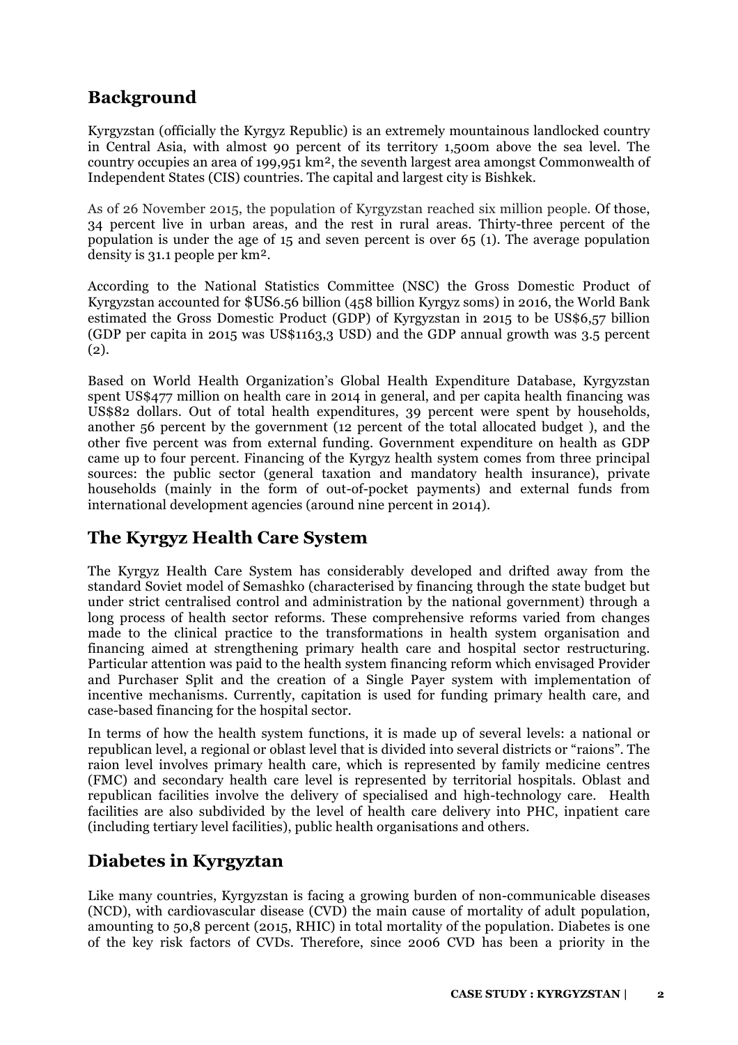## Background

Kyrgyzstan (officially the Kyrgyz Republic) is an extremely mountainous landlocked country in Central Asia, with almost 90 percent of its territory 1,500m above the sea level. The country occupies an area of 199,951 km², the seventh largest area amongst Commonwealth of Independent States (CIS) countries. The capital and largest city is Bishkek.

As of 26 November 2015, the population of Kyrgyzstan reached six million people. Of those, 34 percent live in urban areas, and the rest in rural areas. Thirty-three percent of the population is under the age of 15 and seven percent is over 65 (1). The average population density is 31.1 people per km².

According to the National Statistics Committee (NSC) the Gross Domestic Product of Kyrgyzstan accounted for $US6.56 billion (458 billion Kyrgyz soms) in 2016, the World Bank estimated the Gross Domestic Product (GDP) of Kyrgyzstan in 2015 to be US$6,57 billion (GDP per capita in 2015 was US$1163,3 USD) and the GDP annual growth was 3.5 percent (2).

Based on World Health Organization's Global Health Expenditure Database, Kyrgyzstan spent US$477 million on health care in 2014 in general, and per capita health financing was US$82 dollars. Out of total health expenditures, 39 percent were spent by households, another 56 percent by the government (12 percent of the total allocated budget ), and the other five percent was from external funding. Government expenditure on health as GDP came up to four percent. Financing of the Kyrgyz health system comes from three principal sources: the public sector (general taxation and mandatory health insurance), private households (mainly in the form of out-of-pocket payments) and external funds from international development agencies (around nine percent in 2014).

## The Kyrgyz Health Care System

The Kyrgyz Health Care System has considerably developed and drifted away from the standard Soviet model of Semashko (characterised by financing through the state budget but under strict centralised control and administration by the national government) through a long process of health sector reforms. These comprehensive reforms varied from changes made to the clinical practice to the transformations in health system organisation and financing aimed at strengthening primary health care and hospital sector restructuring. Particular attention was paid to the health system financing reform which envisaged Provider and Purchaser Split and the creation of a Single Payer system with implementation of incentive mechanisms. Currently, capitation is used for funding primary health care, and case-based financing for the hospital sector.

In terms of how the health system functions, it is made up of several levels: a national or republican level, a regional or oblast level that is divided into several districts or "raions". The raion level involves primary health care, which is represented by family medicine centres (FMC) and secondary health care level is represented by territorial hospitals. Oblast and republican facilities involve the delivery of specialised and high-technology care. Health facilities are also subdivided by the level of health care delivery into PHC, inpatient care (including tertiary level facilities), public health organisations and others.

## Diabetes in Kyrgyztan

Like many countries, Kyrgyzstan is facing a growing burden of non-communicable diseases (NCD), with cardiovascular disease (CVD) the main cause of mortality of adult population, amounting to 50,8 percent (2015, RHIC) in total mortality of the population. Diabetes is one of the key risk factors of CVDs. Therefore, since 2006 CVD has been a priority in the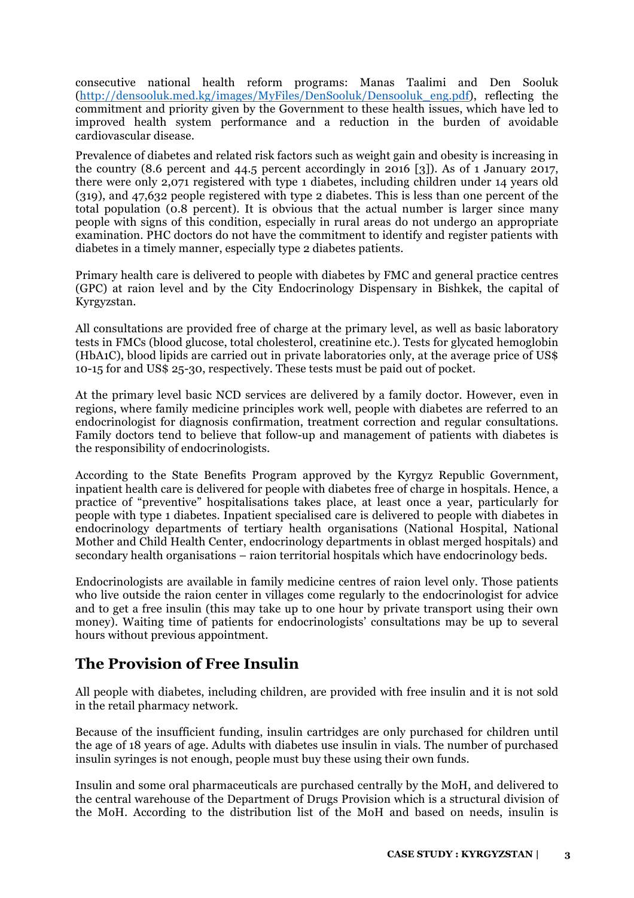consecutive national health reform programs: Manas Taalimi and Den Sooluk (http://densooluk.med.kg/images/MyFiles/DenSooluk/Densooluk_eng.pdf), reflecting the commitment and priority given by the Government to these health issues, which have led to improved health system performance and a reduction in the burden of avoidable cardiovascular disease.

Prevalence of diabetes and related risk factors such as weight gain and obesity is increasing in the country (8.6 percent and 44.5 percent accordingly in 2016 [3]). As of 1 January 2017, there were only 2,071 registered with type 1 diabetes, including children under 14 years old (319), and 47,632 people registered with type 2 diabetes. This is less than one percent of the total population (0.8 percent). It is obvious that the actual number is larger since many people with signs of this condition, especially in rural areas do not undergo an appropriate examination. PHC doctors do not have the commitment to identify and register patients with diabetes in a timely manner, especially type 2 diabetes patients.

Primary health care is delivered to people with diabetes by FMC and general practice centres (GPC) at raion level and by the City Endocrinology Dispensary in Bishkek, the capital of Kyrgyzstan.

All consultations are provided free of charge at the primary level, as well as basic laboratory tests in FMCs (blood glucose, total cholesterol, creatinine etc.). Tests for glycated hemoglobin (HbA1C), blood lipids are carried out in private laboratories only, at the average price of US$ 10-15 for and US$ 25-30, respectively. These tests must be paid out of pocket.

At the primary level basic NCD services are delivered by a family doctor. However, even in regions, where family medicine principles work well, people with diabetes are referred to an endocrinologist for diagnosis confirmation, treatment correction and regular consultations. Family doctors tend to believe that follow-up and management of patients with diabetes is the responsibility of endocrinologists.

According to the State Benefits Program approved by the Kyrgyz Republic Government, inpatient health care is delivered for people with diabetes free of charge in hospitals. Hence, a practice of "preventive" hospitalisations takes place, at least once a year, particularly for people with type 1 diabetes. Inpatient specialised care is delivered to people with diabetes in endocrinology departments of tertiary health organisations (National Hospital, National Mother and Child Health Center, endocrinology departments in oblast merged hospitals) and secondary health organisations – raion territorial hospitals which have endocrinology beds.

Endocrinologists are available in family medicine centres of raion level only. Those patients who live outside the raion center in villages come regularly to the endocrinologist for advice and to get a free insulin (this may take up to one hour by private transport using their own money). Waiting time of patients for endocrinologists' consultations may be up to several hours without previous appointment.

## The Provision of Free Insulin

All people with diabetes, including children, are provided with free insulin and it is not sold in the retail pharmacy network.

Because of the insufficient funding, insulin cartridges are only purchased for children until the age of 18 years of age. Adults with diabetes use insulin in vials. The number of purchased insulin syringes is not enough, people must buy these using their own funds.

Insulin and some oral pharmaceuticals are purchased centrally by the MoH, and delivered to the central warehouse of the Department of Drugs Provision which is a structural division of the MoH. According to the distribution list of the MoH and based on needs, insulin is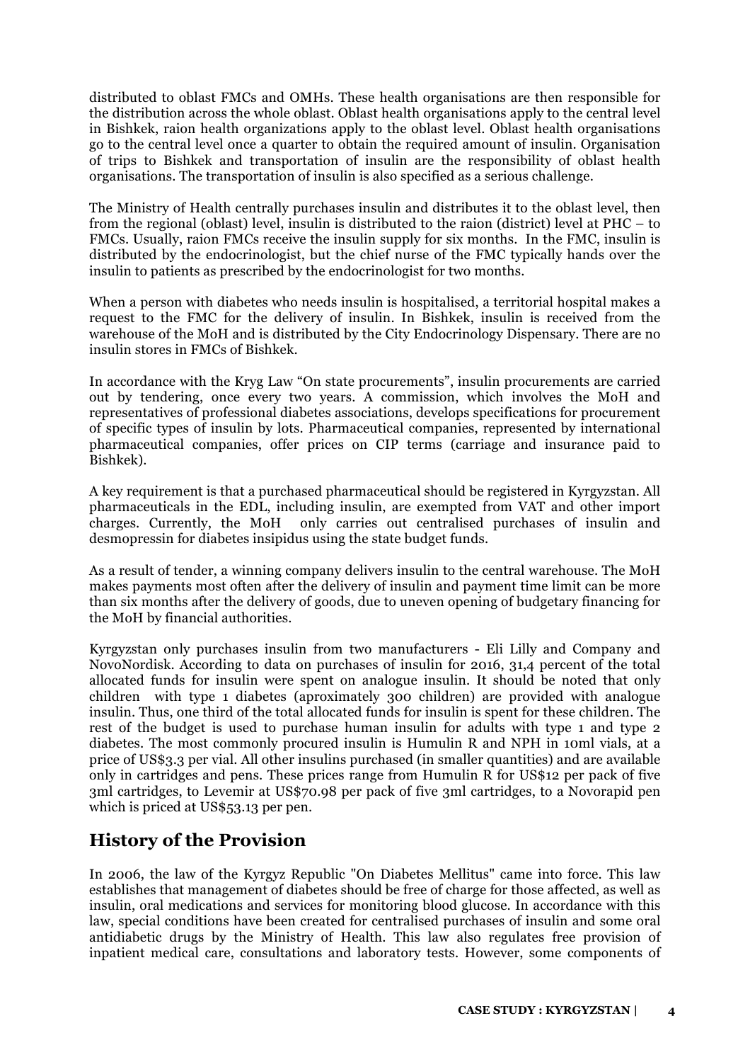distributed to oblast FMCs and OMHs. These health organisations are then responsible for the distribution across the whole oblast. Oblast health organisations apply to the central level in Bishkek, raion health organizations apply to the oblast level. Oblast health organisations go to the central level once a quarter to obtain the required amount of insulin. Organisation of trips to Bishkek and transportation of insulin are the responsibility of oblast health organisations. The transportation of insulin is also specified as a serious challenge.

The Ministry of Health centrally purchases insulin and distributes it to the oblast level, then from the regional (oblast) level, insulin is distributed to the raion (district) level at PHC – to FMCs. Usually, raion FMCs receive the insulin supply for six months. In the FMC, insulin is distributed by the endocrinologist, but the chief nurse of the FMC typically hands over the insulin to patients as prescribed by the endocrinologist for two months.

When a person with diabetes who needs insulin is hospitalised, a territorial hospital makes a request to the FMC for the delivery of insulin. In Bishkek, insulin is received from the warehouse of the MoH and is distributed by the City Endocrinology Dispensary. There are no insulin stores in FMCs of Bishkek.

In accordance with the Kryg Law "On state procurements", insulin procurements are carried out by tendering, once every two years. A commission, which involves the MoH and representatives of professional diabetes associations, develops specifications for procurement of specific types of insulin by lots. Pharmaceutical companies, represented by international pharmaceutical companies, offer prices on CIP terms (carriage and insurance paid to Bishkek).

A key requirement is that a purchased pharmaceutical should be registered in Kyrgyzstan. All pharmaceuticals in the EDL, including insulin, are exempted from VAT and other import charges. Currently, the MoH only carries out centralised purchases of insulin and desmopressin for diabetes insipidus using the state budget funds.

As a result of tender, a winning company delivers insulin to the central warehouse. The MoH makes payments most often after the delivery of insulin and payment time limit can be more than six months after the delivery of goods, due to uneven opening of budgetary financing for the MoH by financial authorities.

Kyrgyzstan only purchases insulin from two manufacturers - Eli Lilly and Company and NovoNordisk. According to data on purchases of insulin for 2016, 31,4 percent of the total allocated funds for insulin were spent on analogue insulin. It should be noted that only children with type 1 diabetes (aproximately 300 children) are provided with analogue insulin. Thus, one third of the total allocated funds for insulin is spent for these children. The rest of the budget is used to purchase human insulin for adults with type 1 and type 2 diabetes. The most commonly procured insulin is Humulin R and NPH in 10ml vials, at a price of US$3.3 per vial. All other insulins purchased (in smaller quantities) and are available only in cartridges and pens. These prices range from Humulin R for US$12 per pack of five 3ml cartridges, to Levemir at US$70.98 per pack of five 3ml cartridges, to a Novorapid pen which is priced at US$53.13 per pen.

## History of the Provision

In 2006, the law of the Kyrgyz Republic "On Diabetes Mellitus" came into force. This law establishes that management of diabetes should be free of charge for those affected, as well as insulin, oral medications and services for monitoring blood glucose. In accordance with this law, special conditions have been created for centralised purchases of insulin and some oral antidiabetic drugs by the Ministry of Health. This law also regulates free provision of inpatient medical care, consultations and laboratory tests. However, some components of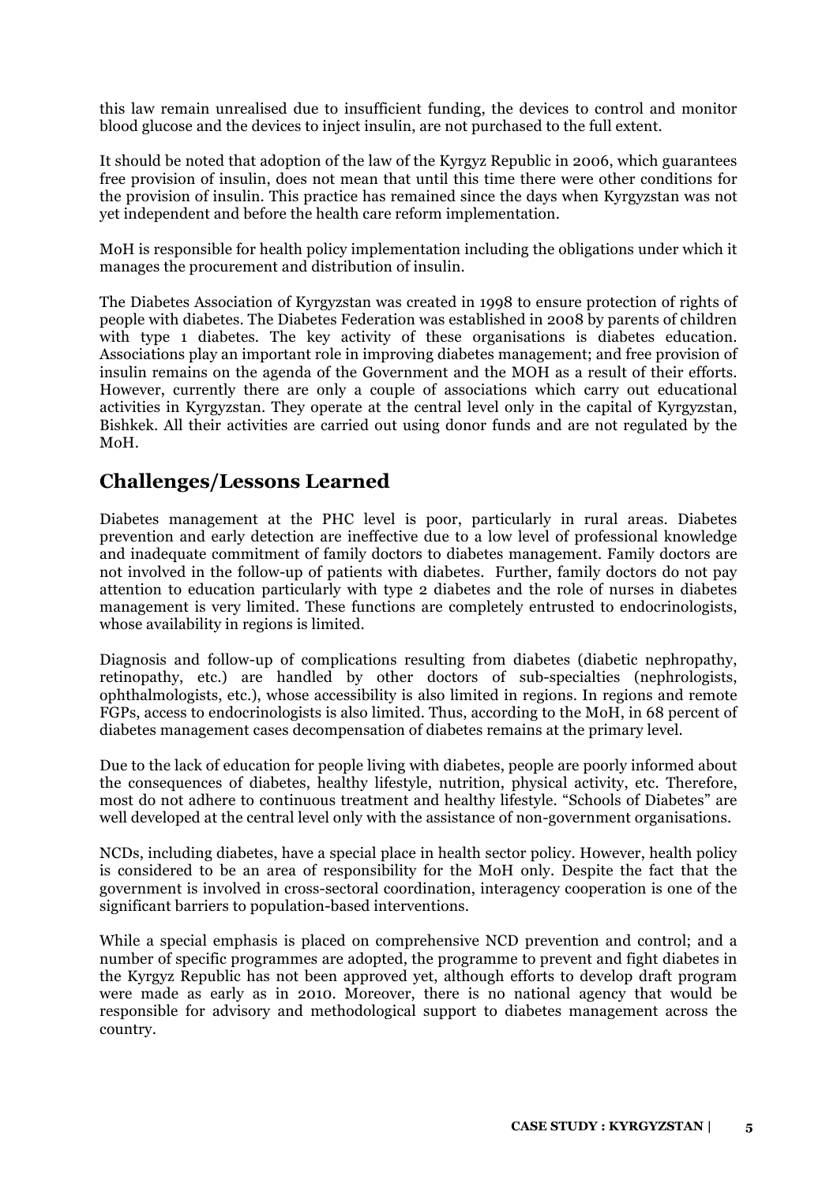this law remain unrealised due to insufficient funding, the devices to control and monitor blood glucose and the devices to inject insulin, are not purchased to the full extent.

It should be noted that adoption of the law of the Kyrgyz Republic in 2006, which guarantees free provision of insulin, does not mean that until this time there were other conditions for the provision of insulin. This practice has remained since the days when Kyrgyzstan was not yet independent and before the health care reform implementation.

MoH is responsible for health policy implementation including the obligations under which it manages the procurement and distribution of insulin.

The Diabetes Association of Kyrgyzstan was created in 1998 to ensure protection of rights of people with diabetes. The Diabetes Federation was established in 2008 by parents of children with type 1 diabetes. The key activity of these organisations is diabetes education. Associations play an important role in improving diabetes management; and free provision of insulin remains on the agenda of the Government and the MOH as a result of their efforts. However, currently there are only a couple of associations which carry out educational activities in Kyrgyzstan. They operate at the central level only in the capital of Kyrgyzstan, Bishkek. All their activities are carried out using donor funds and are not regulated by the MoH.

## Challenges/Lessons Learned

Diabetes management at the PHC level is poor, particularly in rural areas. Diabetes prevention and early detection are ineffective due to a low level of professional knowledge and inadequate commitment of family doctors to diabetes management. Family doctors are not involved in the follow-up of patients with diabetes. Further, family doctors do not pay attention to education particularly with type 2 diabetes and the role of nurses in diabetes management is very limited. These functions are completely entrusted to endocrinologists, whose availability in regions is limited.

Diagnosis and follow-up of complications resulting from diabetes (diabetic nephropathy, retinopathy, etc.) are handled by other doctors of sub-specialties (nephrologists, ophthalmologists, etc.), whose accessibility is also limited in regions. In regions and remote FGPs, access to endocrinologists is also limited. Thus, according to the MoH, in 68 percent of diabetes management cases decompensation of diabetes remains at the primary level.

Due to the lack of education for people living with diabetes, people are poorly informed about the consequences of diabetes, healthy lifestyle, nutrition, physical activity, etc. Therefore, most do not adhere to continuous treatment and healthy lifestyle. "Schools of Diabetes" are well developed at the central level only with the assistance of non-government organisations.

NCDs, including diabetes, have a special place in health sector policy. However, health policy is considered to be an area of responsibility for the MoH only. Despite the fact that the government is involved in cross-sectoral coordination, interagency cooperation is one of the significant barriers to population-based interventions.

While a special emphasis is placed on comprehensive NCD prevention and control; and a number of specific programmes are adopted, the programme to prevent and fight diabetes in the Kyrgyz Republic has not been approved yet, although efforts to develop draft program were made as early as in 2010. Moreover, there is no national agency that would be responsible for advisory and methodological support to diabetes management across the country.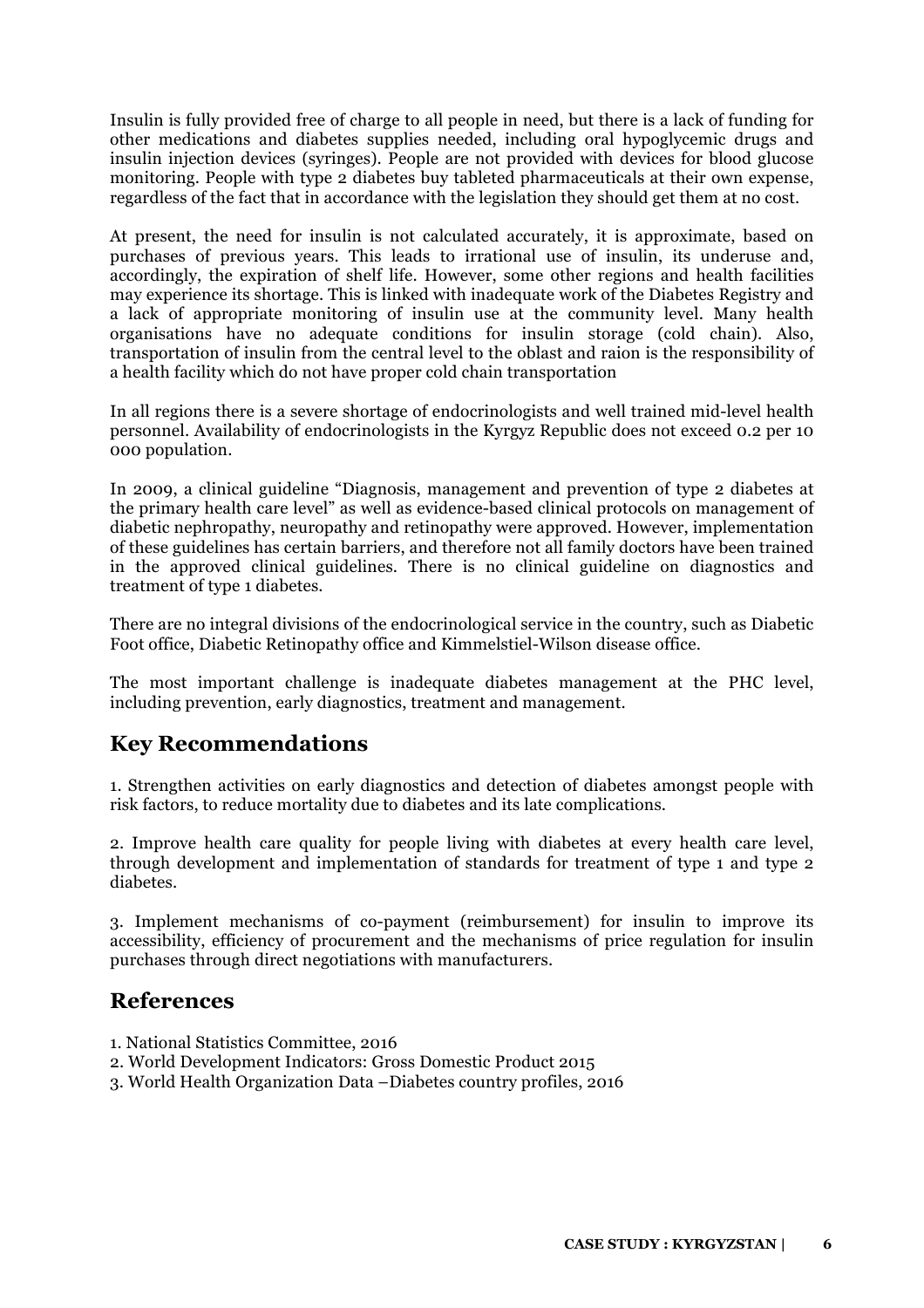Insulin is fully provided free of charge to all people in need, but there is a lack of funding for other medications and diabetes supplies needed, including oral hypoglycemic drugs and insulin injection devices (syringes). People are not provided with devices for blood glucose monitoring. People with type 2 diabetes buy tableted pharmaceuticals at their own expense, regardless of the fact that in accordance with the legislation they should get them at no cost.

At present, the need for insulin is not calculated accurately, it is approximate, based on purchases of previous years. This leads to irrational use of insulin, its underuse and, accordingly, the expiration of shelf life. However, some other regions and health facilities may experience its shortage. This is linked with inadequate work of the Diabetes Registry and a lack of appropriate monitoring of insulin use at the community level. Many health organisations have no adequate conditions for insulin storage (cold chain). Also, transportation of insulin from the central level to the oblast and raion is the responsibility of a health facility which do not have proper cold chain transportation

In all regions there is a severe shortage of endocrinologists and well trained mid-level health personnel. Availability of endocrinologists in the Kyrgyz Republic does not exceed 0.2 per 10 000 population.

In 2009, a clinical guideline "Diagnosis, management and prevention of type 2 diabetes at the primary health care level" as well as evidence-based clinical protocols on management of diabetic nephropathy, neuropathy and retinopathy were approved. However, implementation of these guidelines has certain barriers, and therefore not all family doctors have been trained in the approved clinical guidelines. There is no clinical guideline on diagnostics and treatment of type 1 diabetes.

There are no integral divisions of the endocrinological service in the country, such as Diabetic Foot office, Diabetic Retinopathy office and Kimmelstiel-Wilson disease office.

The most important challenge is inadequate diabetes management at the PHC level, including prevention, early diagnostics, treatment and management.

## Key Recommendations

1. Strengthen activities on early diagnostics and detection of diabetes amongst people with risk factors, to reduce mortality due to diabetes and its late complications.

2. Improve health care quality for people living with diabetes at every health care level, through development and implementation of standards for treatment of type 1 and type 2 diabetes.

3. Implement mechanisms of co-payment (reimbursement) for insulin to improve its accessibility, efficiency of procurement and the mechanisms of price regulation for insulin purchases through direct negotiations with manufacturers.

## References

1. National Statistics Committee, 2016
2. World Development Indicators: Gross Domestic Product 2015
3. World Health Organization Data –Diabetes country profiles, 2016